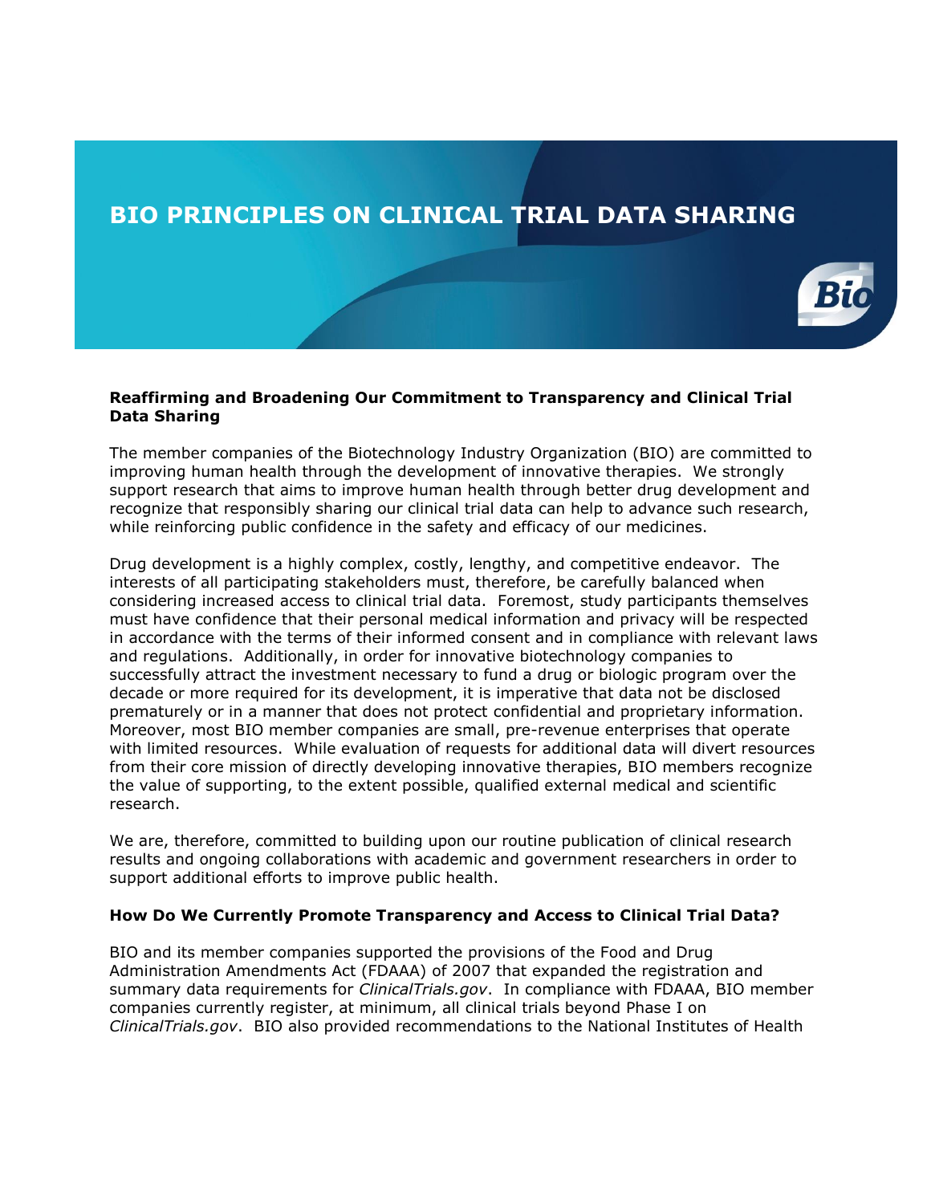# BIO PRINCIPLES ON CLINICAL TRIAL DATA SHARING

**Reaffirming and Broadening Our Commitment to Transparency and Clinical Trial Data Sharing**

The member companies of the Biotechnology Industry Organization (BIO) are committed to improving human health through the development of innovative therapies. We strongly support research that aims to improve human health through better drug development and recognize that responsibly sharing our clinical trial data can help to advance such research, while reinforcing public confidence in the safety and efficacy of our medicines.

Drug development is a highly complex, costly, lengthy, and competitive endeavor. The interests of all participating stakeholders must, therefore, be carefully balanced when considering increased access to clinical trial data. Foremost, study participants themselves must have confidence that their personal medical information and privacy will be respected in accordance with the terms of their informed consent and in compliance with relevant laws and regulations. Additionally, in order for innovative biotechnology companies to successfully attract the investment necessary to fund a drug or biologic program over the decade or more required for its development, it is imperative that data not be disclosed prematurely or in a manner that does not protect confidential and proprietary information. Moreover, most BIO member companies are small, pre-revenue enterprises that operate with limited resources. While evaluation of requests for additional data will divert resources from their core mission of directly developing innovative therapies, BIO members recognize the value of supporting, to the extent possible, qualified external medical and scientific research.

We are, therefore, committed to building upon our routine publication of clinical research results and ongoing collaborations with academic and government researchers in order to support additional efforts to improve public health.

**How Do We Currently Promote Transparency and Access to Clinical Trial Data?**

BIO and its member companies supported the provisions of the Food and Drug Administration Amendments Act (FDAAA) of 2007 that expanded the registration and summary data requirements for *ClinicalTrials.gov*. In compliance with FDAAA, BIO member companies currently register, at minimum, all clinical trials beyond Phase I on *ClinicalTrials.gov*. BIO also provided recommendations to the National Institutes of Health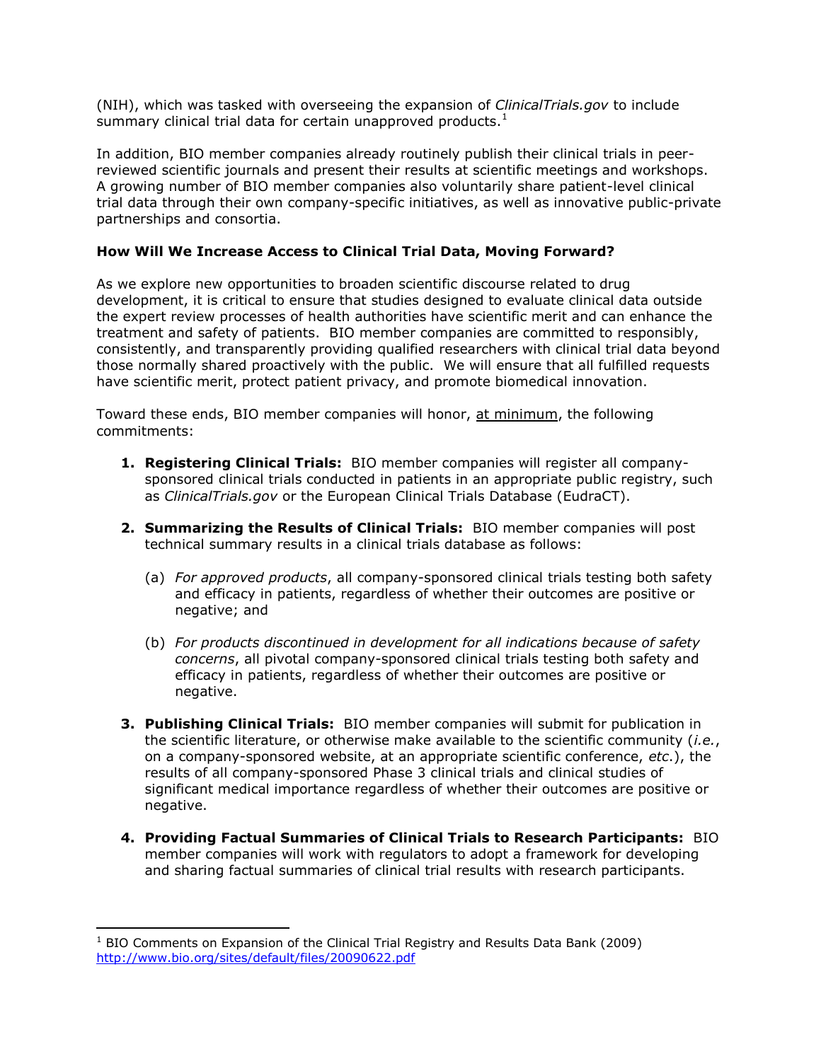(NIH), which was tasked with overseeing the expansion of *ClinicalTrials.gov* to include summary clinical trial data for certain unapproved products.[1]

In addition, BIO member companies already routinely publish their clinical trials in peer-reviewed scientific journals and present their results at scientific meetings and workshops. A growing number of BIO member companies also voluntarily share patient-level clinical trial data through their own company-specific initiatives, as well as innovative public-private partnerships and consortia.

**How Will We Increase Access to Clinical Trial Data, Moving Forward?**

As we explore new opportunities to broaden scientific discourse related to drug development, it is critical to ensure that studies designed to evaluate clinical data outside the expert review processes of health authorities have scientific merit and can enhance the treatment and safety of patients. BIO member companies are committed to responsibly, consistently, and transparently providing qualified researchers with clinical trial data beyond those normally shared proactively with the public. We will ensure that all fulfilled requests have scientific merit, protect patient privacy, and promote biomedical innovation.

Toward these ends, BIO member companies will honor, <u>at minimum</u>, the following commitments:

1. **Registering Clinical Trials:** BIO member companies will register all company-sponsored clinical trials conducted in patients in an appropriate public registry, such as *ClinicalTrials.gov* or the European Clinical Trials Database (EudraCT).

2. **Summarizing the Results of Clinical Trials:** BIO member companies will post technical summary results in a clinical trials database as follows:

   (a) *For approved products*, all company-sponsored clinical trials testing both safety and efficacy in patients, regardless of whether their outcomes are positive or negative; and

   (b) *For products discontinued in development for all indications because of safety concerns*, all pivotal company-sponsored clinical trials testing both safety and efficacy in patients, regardless of whether their outcomes are positive or negative.

3. **Publishing Clinical Trials:** BIO member companies will submit for publication in the scientific literature, or otherwise make available to the scientific community (*i.e.*, on a company-sponsored website, at an appropriate scientific conference, *etc*.), the results of all company-sponsored Phase 3 clinical trials and clinical studies of significant medical importance regardless of whether their outcomes are positive or negative.

4. **Providing Factual Summaries of Clinical Trials to Research Participants:** BIO member companies will work with regulators to adopt a framework for developing and sharing factual summaries of clinical trial results with research participants.

---

[1] BIO Comments on Expansion of the Clinical Trial Registry and Results Data Bank (2009) http://www.bio.org/sites/default/files/20090622.pdf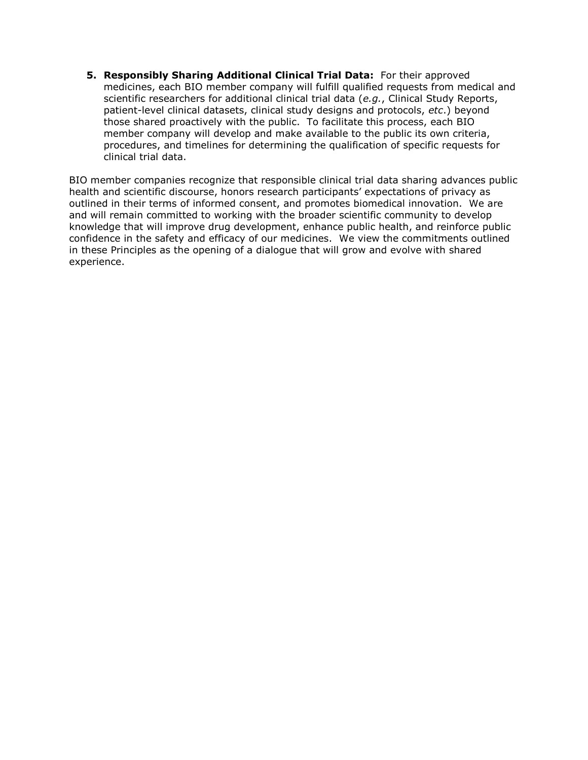5. **Responsibly Sharing Additional Clinical Trial Data:** For their approved medicines, each BIO member company will fulfill qualified requests from medical and scientific researchers for additional clinical trial data (*e.g.*, Clinical Study Reports, patient-level clinical datasets, clinical study designs and protocols, *etc*.) beyond those shared proactively with the public. To facilitate this process, each BIO member company will develop and make available to the public its own criteria, procedures, and timelines for determining the qualification of specific requests for clinical trial data.

BIO member companies recognize that responsible clinical trial data sharing advances public health and scientific discourse, honors research participants' expectations of privacy as outlined in their terms of informed consent, and promotes biomedical innovation. We are and will remain committed to working with the broader scientific community to develop knowledge that will improve drug development, enhance public health, and reinforce public confidence in the safety and efficacy of our medicines. We view the commitments outlined in these Principles as the opening of a dialogue that will grow and evolve with shared experience.